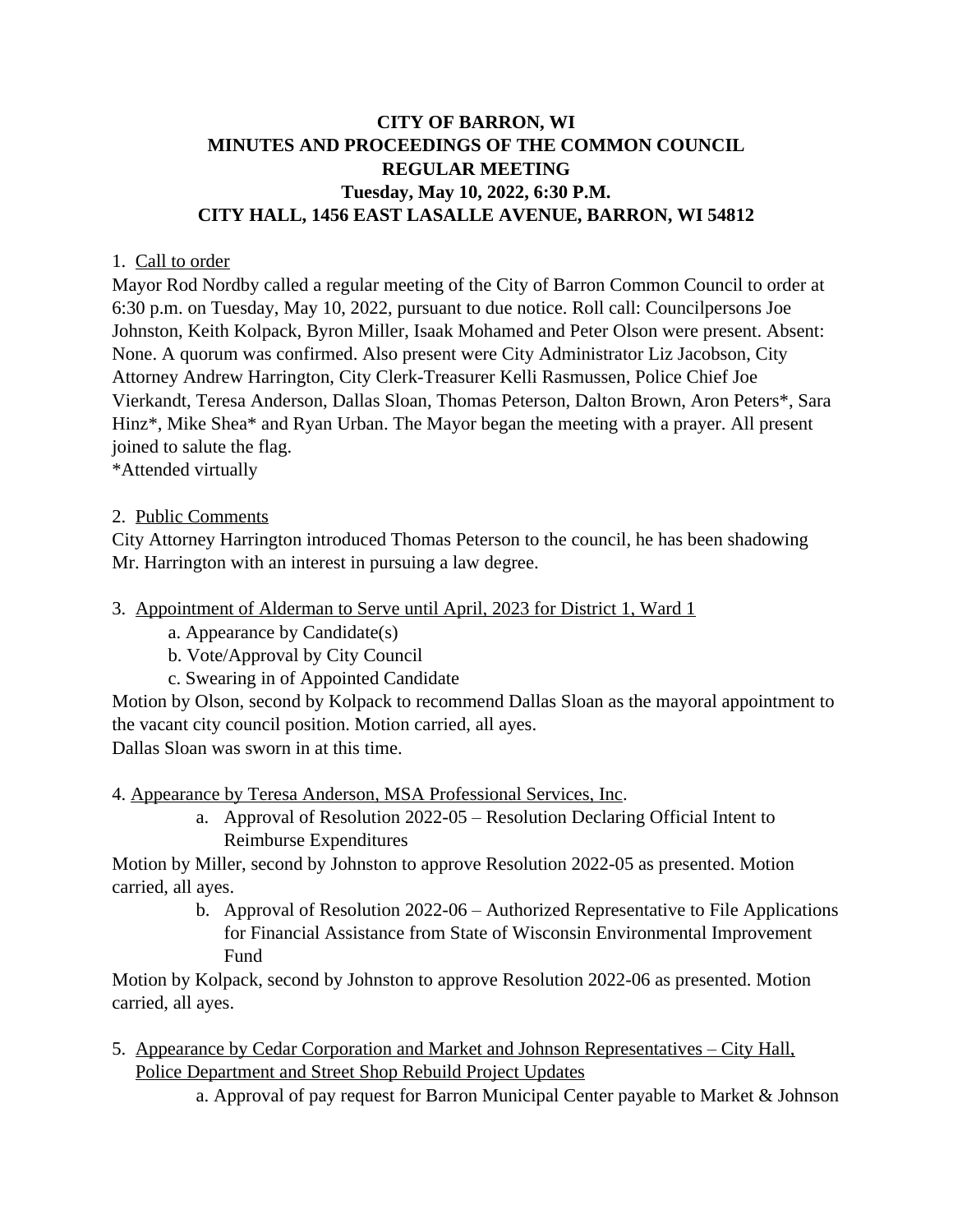# CITY OF BARRON, WI
## MINUTES AND PROCEEDINGS OF THE COMMON COUNCIL
## REGULAR MEETING
## Tuesday, May 10, 2022, 6:30 P.M.
## CITY HALL, 1456 EAST LASALLE AVENUE, BARRON, WI 54812

1. Call to order

Mayor Rod Nordby called a regular meeting of the City of Barron Common Council to order at 6:30 p.m. on Tuesday, May 10, 2022, pursuant to due notice. Roll call: Councilpersons Joe Johnston, Keith Kolpack, Byron Miller, Isaak Mohamed and Peter Olson were present. Absent: None. A quorum was confirmed. Also present were City Administrator Liz Jacobson, City Attorney Andrew Harrington, City Clerk-Treasurer Kelli Rasmussen, Police Chief Joe Vierkandt, Teresa Anderson, Dallas Sloan, Thomas Peterson, Dalton Brown, Aron Peters*, Sara Hinz*, Mike Shea* and Ryan Urban. The Mayor began the meeting with a prayer. All present joined to salute the flag.
*Attended virtually

2. Public Comments

City Attorney Harrington introduced Thomas Peterson to the council, he has been shadowing Mr. Harrington with an interest in pursuing a law degree.

3. Appointment of Alderman to Serve until April, 2023 for District 1, Ward 1
   - a. Appearance by Candidate(s)
   - b. Vote/Approval by City Council
   - c. Swearing in of Appointed Candidate

Motion by Olson, second by Kolpack to recommend Dallas Sloan as the mayoral appointment to the vacant city council position. Motion carried, all ayes.
Dallas Sloan was sworn in at this time.

4. Appearance by Teresa Anderson, MSA Professional Services, Inc.
   - a. Approval of Resolution 2022-05 – Resolution Declaring Official Intent to Reimburse Expenditures

Motion by Miller, second by Johnston to approve Resolution 2022-05 as presented. Motion carried, all ayes.

   - b. Approval of Resolution 2022-06 – Authorized Representative to File Applications for Financial Assistance from State of Wisconsin Environmental Improvement Fund

Motion by Kolpack, second by Johnston to approve Resolution 2022-06 as presented. Motion carried, all ayes.

5. Appearance by Cedar Corporation and Market and Johnson Representatives – City Hall, Police Department and Street Shop Rebuild Project Updates
   - a. Approval of pay request for Barron Municipal Center payable to Market & Johnson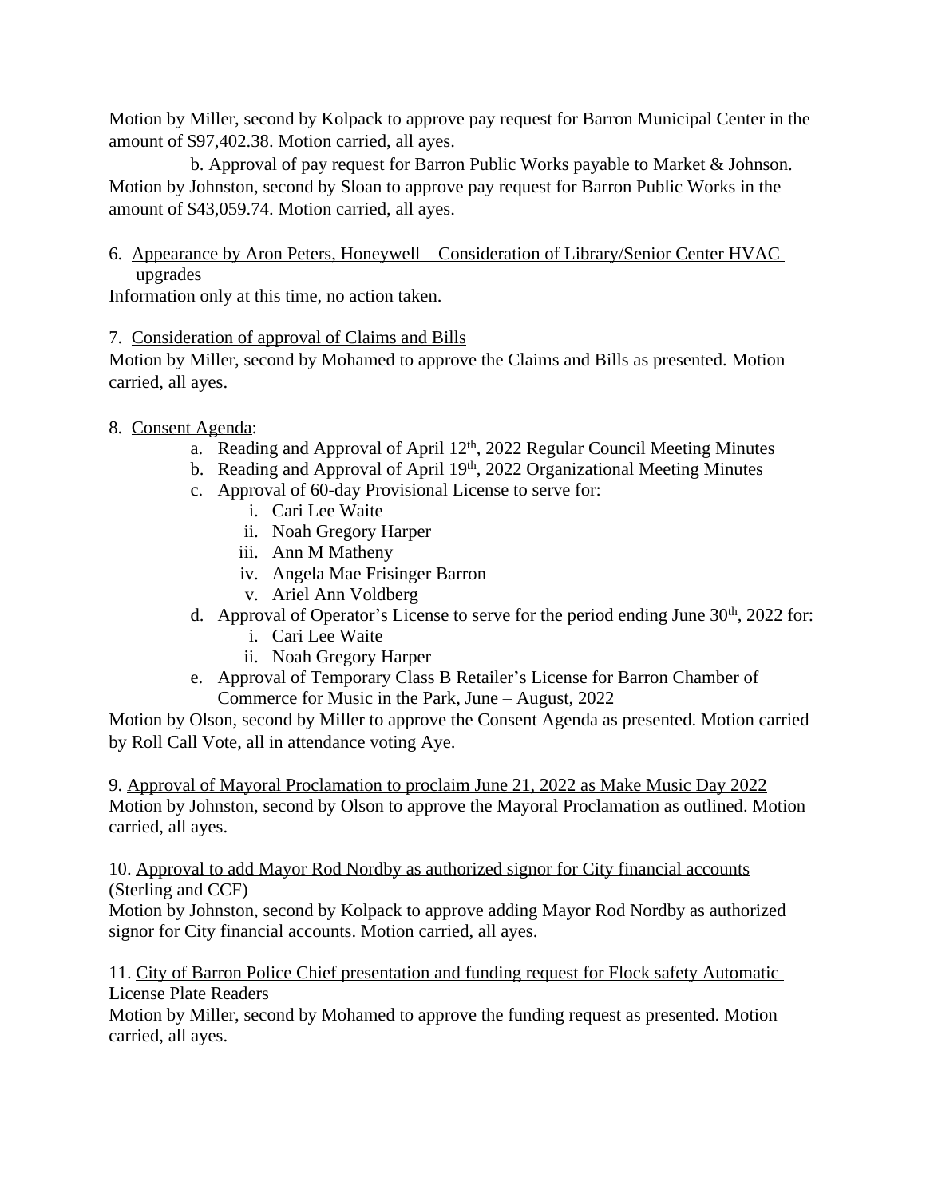Motion by Miller, second by Kolpack to approve pay request for Barron Municipal Center in the amount of $97,402.38. Motion carried, all ayes.

b. Approval of pay request for Barron Public Works payable to Market & Johnson. Motion by Johnston, second by Sloan to approve pay request for Barron Public Works in the amount of $43,059.74. Motion carried, all ayes.

6. <u>Appearance by Aron Peters, Honeywell – Consideration of Library/Senior Center HVAC upgrades</u>

Information only at this time, no action taken.

7. <u>Consideration of approval of Claims and Bills</u>

Motion by Miller, second by Mohamed to approve the Claims and Bills as presented. Motion carried, all ayes.

8. <u>Consent Agenda</u>:
   a. Reading and Approval of April 12th, 2022 Regular Council Meeting Minutes
   b. Reading and Approval of April 19th, 2022 Organizational Meeting Minutes
   c. Approval of 60-day Provisional License to serve for:
      i. Cari Lee Waite
      ii. Noah Gregory Harper
      iii. Ann M Matheny
      iv. Angela Mae Frisinger Barron
      v. Ariel Ann Voldberg
   d. Approval of Operator's License to serve for the period ending June 30th, 2022 for:
      i. Cari Lee Waite
      ii. Noah Gregory Harper
   e. Approval of Temporary Class B Retailer's License for Barron Chamber of Commerce for Music in the Park, June – August, 2022

Motion by Olson, second by Miller to approve the Consent Agenda as presented. Motion carried by Roll Call Vote, all in attendance voting Aye.

9. <u>Approval of Mayoral Proclamation to proclaim June 21, 2022 as Make Music Day 2022</u>

Motion by Johnston, second by Olson to approve the Mayoral Proclamation as outlined. Motion carried, all ayes.

10. <u>Approval to add Mayor Rod Nordby as authorized signor for City financial accounts</u> (Sterling and CCF)

Motion by Johnston, second by Kolpack to approve adding Mayor Rod Nordby as authorized signor for City financial accounts. Motion carried, all ayes.

11. <u>City of Barron Police Chief presentation and funding request for Flock safety Automatic License Plate Readers</u>

Motion by Miller, second by Mohamed to approve the funding request as presented. Motion carried, all ayes.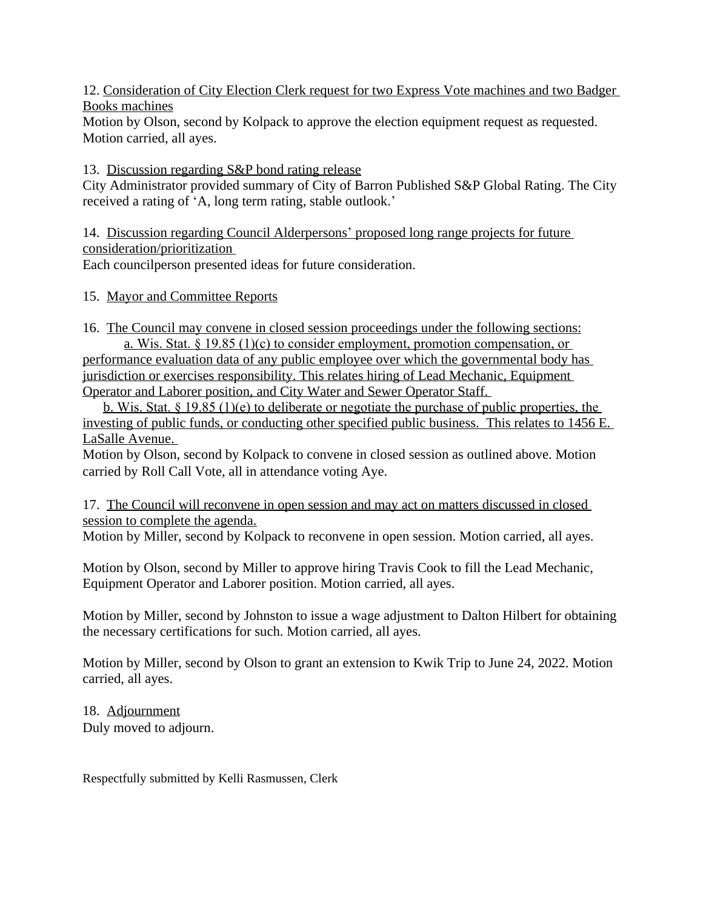12. <u>Consideration of City Election Clerk request for two Express Vote machines and two Badger Books machines</u>
Motion by Olson, second by Kolpack to approve the election equipment request as requested. Motion carried, all ayes.

13. <u>Discussion regarding S&P bond rating release</u>
City Administrator provided summary of City of Barron Published S&P Global Rating. The City received a rating of 'A, long term rating, stable outlook.'

14. <u>Discussion regarding Council Alderpersons' proposed long range projects for future consideration/prioritization</u>
Each councilperson presented ideas for future consideration.

15. <u>Mayor and Committee Reports</u>

16. <u>The Council may convene in closed session proceedings under the following sections:</u>
<u>a. Wis. Stat. § 19.85 (1)(c) to consider employment, promotion compensation, or performance evaluation data of any public employee over which the governmental body has jurisdiction or exercises responsibility. This relates hiring of Lead Mechanic, Equipment Operator and Laborer position, and City Water and Sewer Operator Staff.</u>
<u>b. Wis. Stat. § 19.85 (1)(e) to deliberate or negotiate the purchase of public properties, the investing of public funds, or conducting other specified public business. This relates to 1456 E. LaSalle Avenue.</u>
Motion by Olson, second by Kolpack to convene in closed session as outlined above. Motion carried by Roll Call Vote, all in attendance voting Aye.

17. <u>The Council will reconvene in open session and may act on matters discussed in closed session to complete the agenda.</u>
Motion by Miller, second by Kolpack to reconvene in open session. Motion carried, all ayes.

Motion by Olson, second by Miller to approve hiring Travis Cook to fill the Lead Mechanic, Equipment Operator and Laborer position. Motion carried, all ayes.

Motion by Miller, second by Johnston to issue a wage adjustment to Dalton Hilbert for obtaining the necessary certifications for such. Motion carried, all ayes.

Motion by Miller, second by Olson to grant an extension to Kwik Trip to June 24, 2022. Motion carried, all ayes.

18. <u>Adjournment</u>
Duly moved to adjourn.

Respectfully submitted by Kelli Rasmussen, Clerk